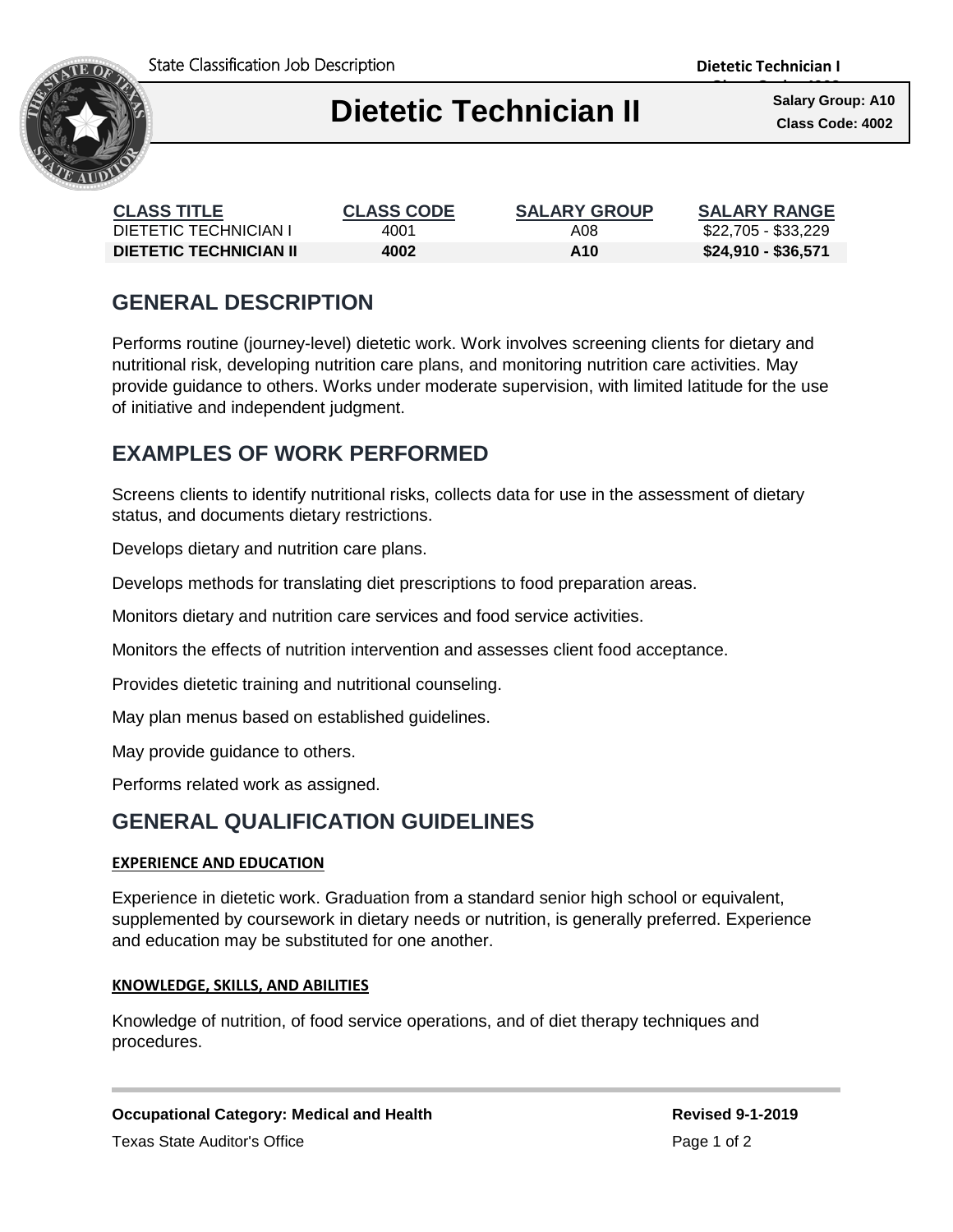State Classification Job Description

# Dietetic Technician II

**Salary Group: A10**
**Class Code: 4002**

| CLASS TITLE | CLASS CODE | SALARY GROUP | SALARY RANGE |
|---|---|---|---|
| DIETETIC TECHNICIAN I | 4001 | A08 | $22,705 - $33,229 |
| **DIETETIC TECHNICIAN II** | **4002** | **A10** | **$24,910 - $36,571** |

## GENERAL DESCRIPTION

Performs routine (journey-level) dietetic work. Work involves screening clients for dietary and nutritional risk, developing nutrition care plans, and monitoring nutrition care activities. May provide guidance to others. Works under moderate supervision, with limited latitude for the use of initiative and independent judgment.

## EXAMPLES OF WORK PERFORMED

Screens clients to identify nutritional risks, collects data for use in the assessment of dietary status, and documents dietary restrictions.

Develops dietary and nutrition care plans.

Develops methods for translating diet prescriptions to food preparation areas.

Monitors dietary and nutrition care services and food service activities.

Monitors the effects of nutrition intervention and assesses client food acceptance.

Provides dietetic training and nutritional counseling.

May plan menus based on established guidelines.

May provide guidance to others.

Performs related work as assigned.

## GENERAL QUALIFICATION GUIDELINES

### EXPERIENCE AND EDUCATION

Experience in dietetic work. Graduation from a standard senior high school or equivalent, supplemented by coursework in dietary needs or nutrition, is generally preferred. Experience and education may be substituted for one another.

### KNOWLEDGE, SKILLS, AND ABILITIES

Knowledge of nutrition, of food service operations, and of diet therapy techniques and procedures.

**Occupational Category: Medical and Health**

**Revised 9-1-2019**

Texas State Auditor's Office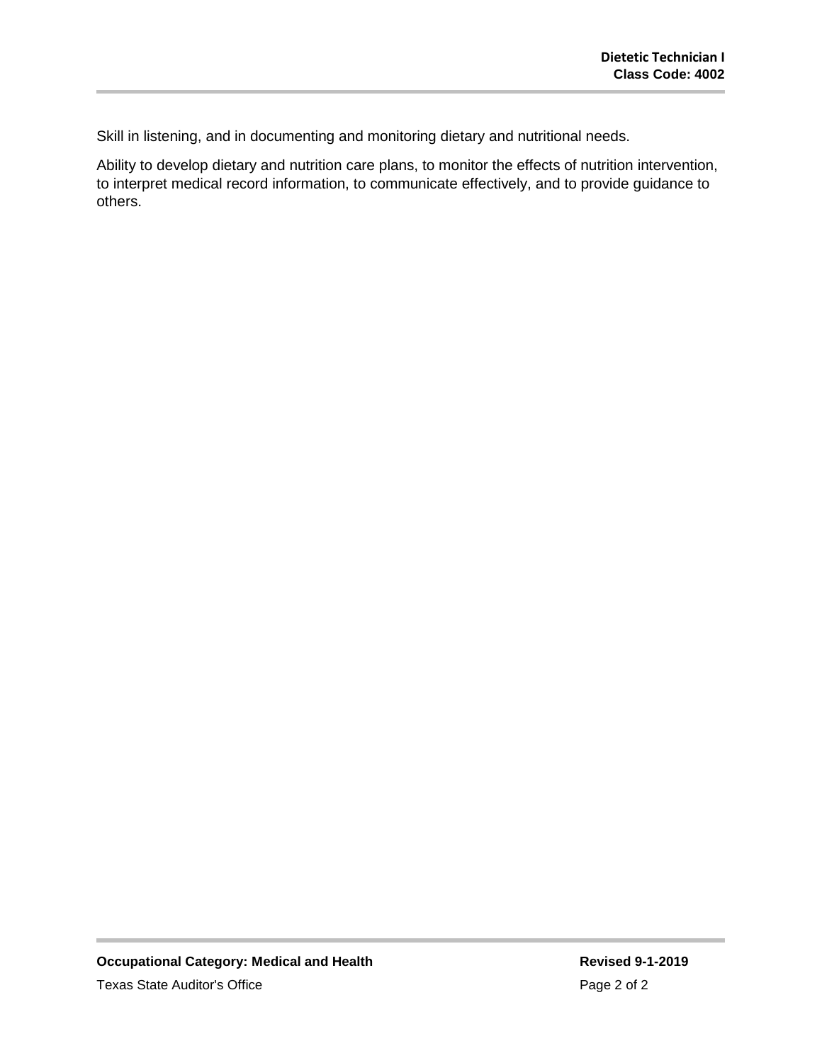Skill in listening, and in documenting and monitoring dietary and nutritional needs.

Ability to develop dietary and nutrition care plans, to monitor the effects of nutrition intervention, to interpret medical record information, to communicate effectively, and to provide guidance to others.